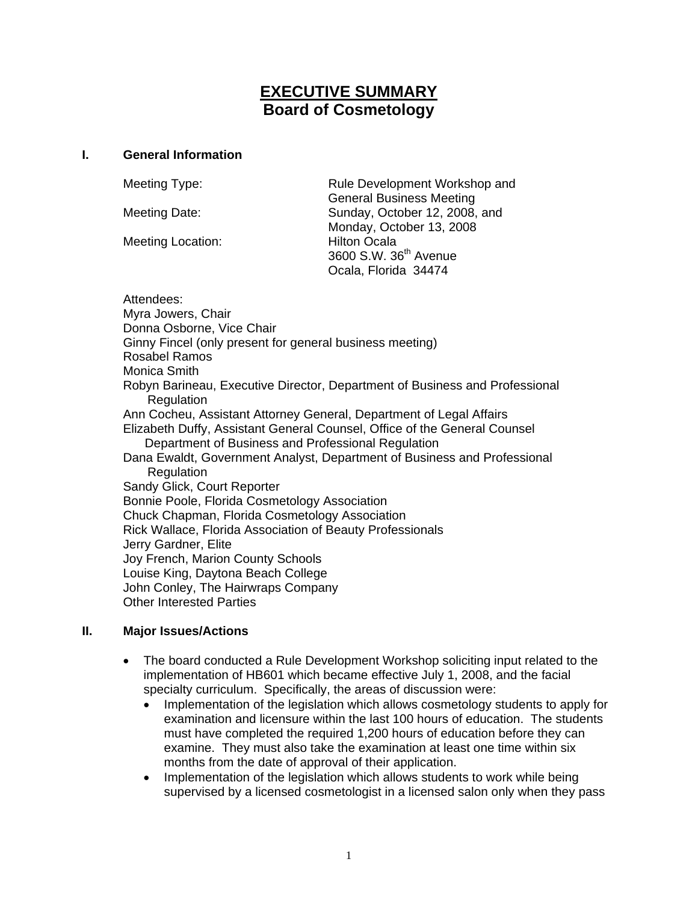# EXECUTIVE SUMMARY
## Board of Cosmetology

### I. General Information

| | |
|---|---|
| Meeting Type: | Rule Development Workshop and General Business Meeting |
| Meeting Date: | Sunday, October 12, 2008, and Monday, October 13, 2008 |
| Meeting Location: | Hilton Ocala<br>3600 S.W. 36th Avenue<br>Ocala, Florida 34474 |

Attendees:
Myra Jowers, Chair
Donna Osborne, Vice Chair
Ginny Fincel (only present for general business meeting)
Rosabel Ramos
Monica Smith
Robyn Barineau, Executive Director, Department of Business and Professional Regulation
Ann Cocheu, Assistant Attorney General, Department of Legal Affairs
Elizabeth Duffy, Assistant General Counsel, Office of the General Counsel Department of Business and Professional Regulation
Dana Ewaldt, Government Analyst, Department of Business and Professional Regulation
Sandy Glick, Court Reporter
Bonnie Poole, Florida Cosmetology Association
Chuck Chapman, Florida Cosmetology Association
Rick Wallace, Florida Association of Beauty Professionals
Jerry Gardner, Elite
Joy French, Marion County Schools
Louise King, Daytona Beach College
John Conley, The Hairwraps Company
Other Interested Parties

### II. Major Issues/Actions

- The board conducted a Rule Development Workshop soliciting input related to the implementation of HB601 which became effective July 1, 2008, and the facial specialty curriculum. Specifically, the areas of discussion were:
  - Implementation of the legislation which allows cosmetology students to apply for examination and licensure within the last 100 hours of education. The students must have completed the required 1,200 hours of education before they can examine. They must also take the examination at least one time within six months from the date of approval of their application.
  - Implementation of the legislation which allows students to work while being supervised by a licensed cosmetologist in a licensed salon only when they pass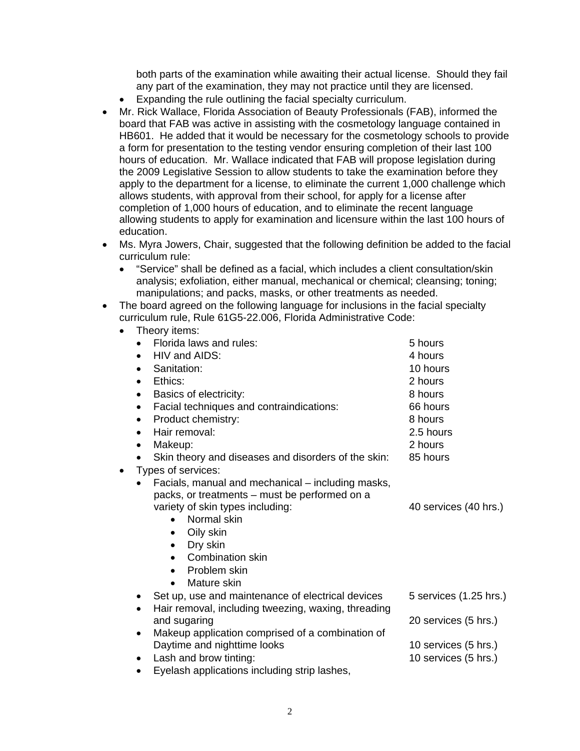both parts of the examination while awaiting their actual license. Should they fail any part of the examination, they may not practice until they are licensed.

- Expanding the rule outlining the facial specialty curriculum.

- Mr. Rick Wallace, Florida Association of Beauty Professionals (FAB), informed the board that FAB was active in assisting with the cosmetology language contained in HB601. He added that it would be necessary for the cosmetology schools to provide a form for presentation to the testing vendor ensuring completion of their last 100 hours of education. Mr. Wallace indicated that FAB will propose legislation during the 2009 Legislative Session to allow students to take the examination before they apply to the department for a license, to eliminate the current 1,000 challenge which allows students, with approval from their school, for apply for a license after completion of 1,000 hours of education, and to eliminate the recent language allowing students to apply for examination and licensure within the last 100 hours of education.
- Ms. Myra Jowers, Chair, suggested that the following definition be added to the facial curriculum rule:
  - "Service" shall be defined as a facial, which includes a client consultation/skin analysis; exfoliation, either manual, mechanical or chemical; cleansing; toning; manipulations; and packs, masks, or other treatments as needed.
- The board agreed on the following language for inclusions in the facial specialty curriculum rule, Rule 61G5-22.006, Florida Administrative Code:
  - Theory items:
    - Florida laws and rules: 5 hours
    - HIV and AIDS: 4 hours
    - Sanitation: 10 hours
    - Ethics: 2 hours
    - Basics of electricity: 8 hours
    - Facial techniques and contraindications: 66 hours
    - Product chemistry: 8 hours
    - Hair removal: 2.5 hours
    - Makeup: 2 hours
    - Skin theory and diseases and disorders of the skin: 85 hours
  - Types of services:
    - Facials, manual and mechanical – including masks, packs, or treatments – must be performed on a variety of skin types including: 40 services (40 hrs.)
      - Normal skin
      - Oily skin
      - Dry skin
      - Combination skin
      - Problem skin
      - Mature skin
    - Set up, use and maintenance of electrical devices 5 services (1.25 hrs.)
    - Hair removal, including tweezing, waxing, threading and sugaring 20 services (5 hrs.)
    - Makeup application comprised of a combination of Daytime and nighttime looks 10 services (5 hrs.)
    - Lash and brow tinting: 10 services (5 hrs.)
    - Eyelash applications including strip lashes,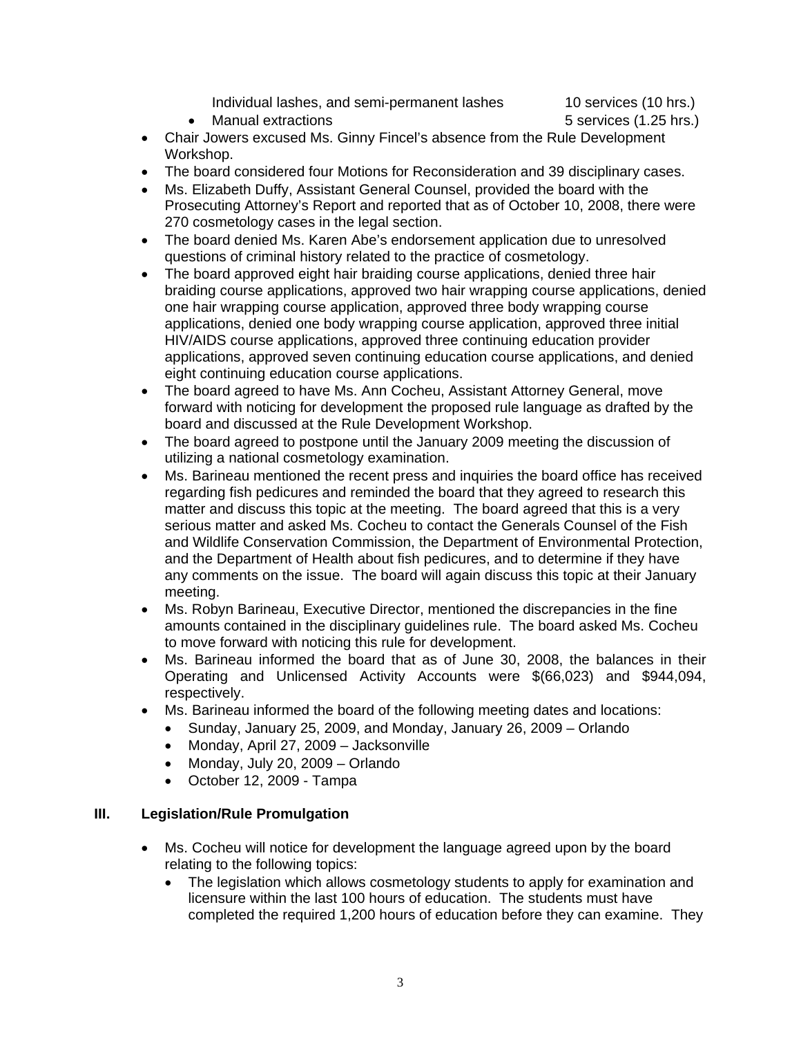Individual lashes, and semi-permanent lashes 10 services (10 hrs.)

- Manual extractions 5 services (1.25 hrs.)

- Chair Jowers excused Ms. Ginny Fincel's absence from the Rule Development Workshop.
- The board considered four Motions for Reconsideration and 39 disciplinary cases.
- Ms. Elizabeth Duffy, Assistant General Counsel, provided the board with the Prosecuting Attorney's Report and reported that as of October 10, 2008, there were 270 cosmetology cases in the legal section.
- The board denied Ms. Karen Abe's endorsement application due to unresolved questions of criminal history related to the practice of cosmetology.
- The board approved eight hair braiding course applications, denied three hair braiding course applications, approved two hair wrapping course applications, denied one hair wrapping course application, approved three body wrapping course applications, denied one body wrapping course application, approved three initial HIV/AIDS course applications, approved three continuing education provider applications, approved seven continuing education course applications, and denied eight continuing education course applications.
- The board agreed to have Ms. Ann Cocheu, Assistant Attorney General, move forward with noticing for development the proposed rule language as drafted by the board and discussed at the Rule Development Workshop.
- The board agreed to postpone until the January 2009 meeting the discussion of utilizing a national cosmetology examination.
- Ms. Barineau mentioned the recent press and inquiries the board office has received regarding fish pedicures and reminded the board that they agreed to research this matter and discuss this topic at the meeting. The board agreed that this is a very serious matter and asked Ms. Cocheu to contact the Generals Counsel of the Fish and Wildlife Conservation Commission, the Department of Environmental Protection, and the Department of Health about fish pedicures, and to determine if they have any comments on the issue. The board will again discuss this topic at their January meeting.
- Ms. Robyn Barineau, Executive Director, mentioned the discrepancies in the fine amounts contained in the disciplinary guidelines rule. The board asked Ms. Cocheu to move forward with noticing this rule for development.
- Ms. Barineau informed the board that as of June 30, 2008, the balances in their Operating and Unlicensed Activity Accounts were $(66,023) and $944,094, respectively.
- Ms. Barineau informed the board of the following meeting dates and locations:
  - Sunday, January 25, 2009, and Monday, January 26, 2009 – Orlando
  - Monday, April 27, 2009 – Jacksonville
  - Monday, July 20, 2009 – Orlando
  - October 12, 2009 - Tampa

## III. Legislation/Rule Promulgation

- Ms. Cocheu will notice for development the language agreed upon by the board relating to the following topics:
  - The legislation which allows cosmetology students to apply for examination and licensure within the last 100 hours of education. The students must have completed the required 1,200 hours of education before they can examine. They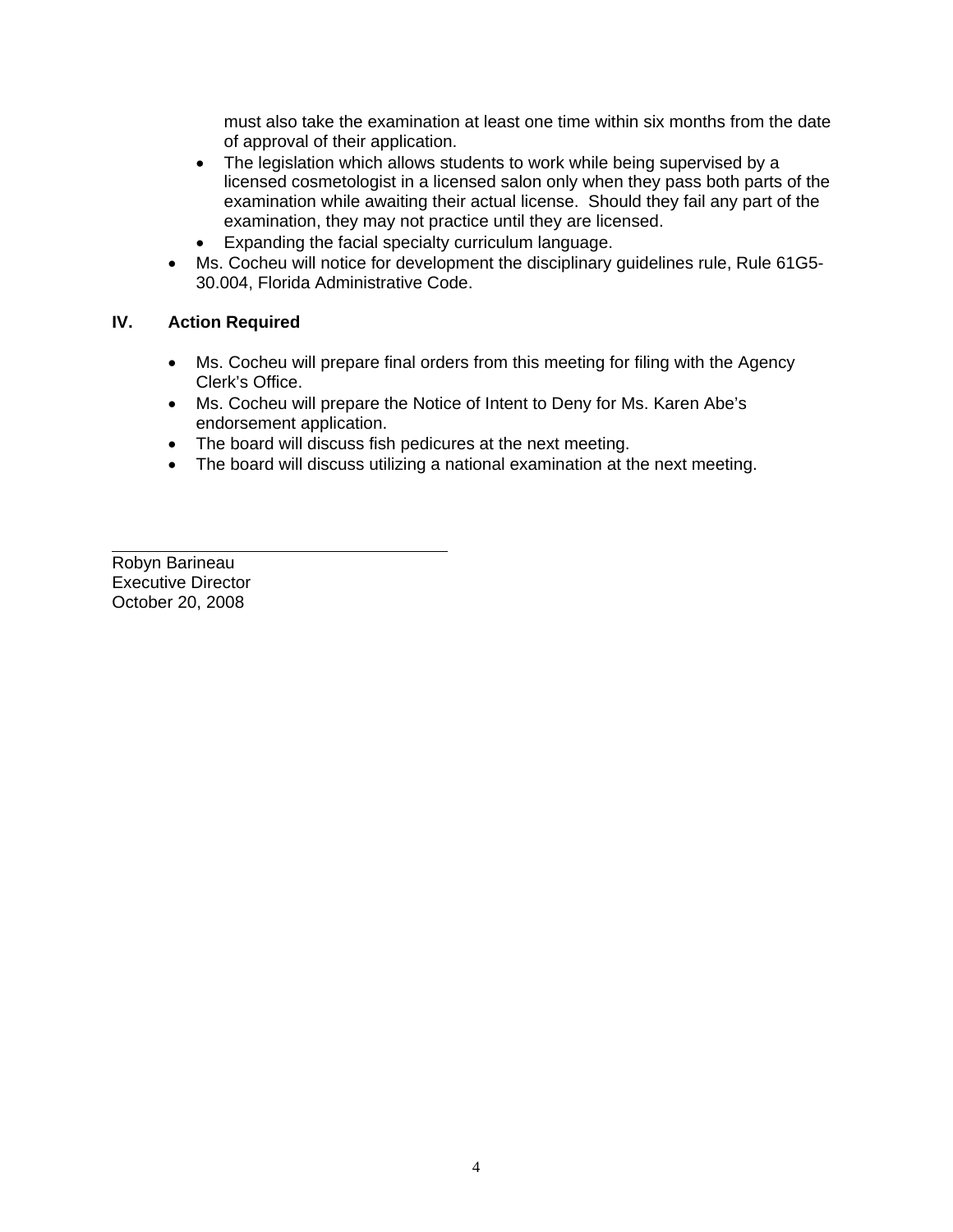must also take the examination at least one time within six months from the date of approval of their application.

  - The legislation which allows students to work while being supervised by a licensed cosmetologist in a licensed salon only when they pass both parts of the examination while awaiting their actual license. Should they fail any part of the examination, they may not practice until they are licensed.
  - Expanding the facial specialty curriculum language.
- Ms. Cocheu will notice for development the disciplinary guidelines rule, Rule 61G5-30.004, Florida Administrative Code.

## IV. Action Required

- Ms. Cocheu will prepare final orders from this meeting for filing with the Agency Clerk's Office.
- Ms. Cocheu will prepare the Notice of Intent to Deny for Ms. Karen Abe's endorsement application.
- The board will discuss fish pedicures at the next meeting.
- The board will discuss utilizing a national examination at the next meeting.

Robyn Barineau
Executive Director
October 20, 2008